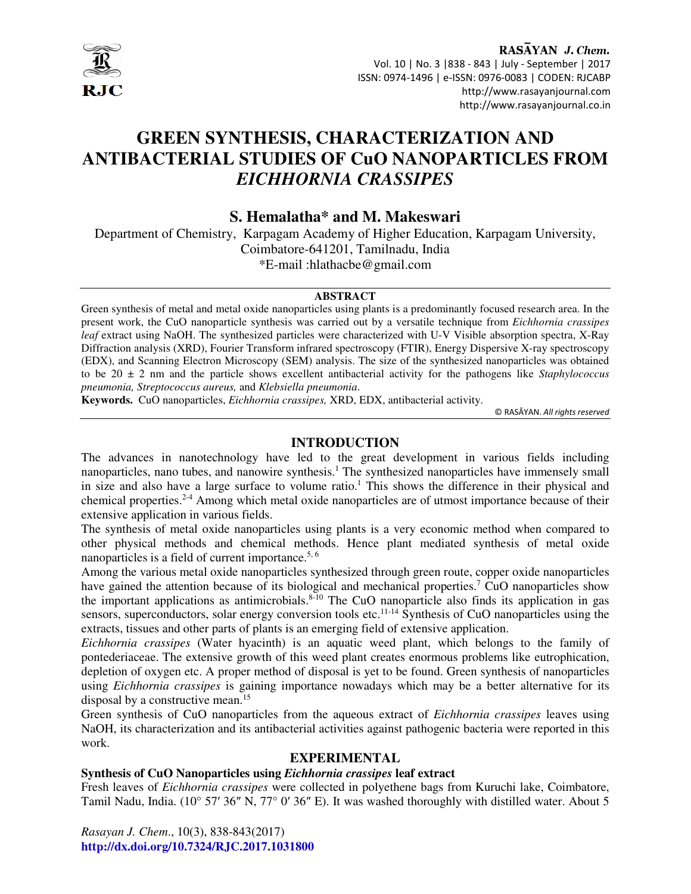# GREEN SYNTHESIS, CHARACTERIZATION AND ANTIBACTERIAL STUDIES OF CuO NANOPARTICLES FROM *EICHHORNIA CRASSIPES*

**S. Hemalatha* and M. Makeswari**

Department of Chemistry, Karpagam Academy of Higher Education, Karpagam University, Coimbatore-641201, Tamilnadu, India

*E-mail :hlathacbe@gmail.com

## ABSTRACT

Green synthesis of metal and metal oxide nanoparticles using plants is a predominantly focused research area. In the present work, the CuO nanoparticle synthesis was carried out by a versatile technique from *Eichhornia crassipes leaf* extract using NaOH. The synthesized particles were characterized with U-V Visible absorption spectra, X-Ray Diffraction analysis (XRD), Fourier Transform infrared spectroscopy (FTIR), Energy Dispersive X-ray spectroscopy (EDX), and Scanning Electron Microscopy (SEM) analysis. The size of the synthesized nanoparticles was obtained to be 20 ± 2 nm and the particle shows excellent antibacterial activity for the pathogens like *Staphylococcus pneumonia, Streptococcus aureus,* and *Klebsiella pneumonia*.

**Keywords.** CuO nanoparticles, *Eichhornia crassipes,* XRD, EDX, antibacterial activity.

© RASĀYAN. *All rights reserved*

## INTRODUCTION

The advances in nanotechnology have led to the great development in various fields including nanoparticles, nano tubes, and nanowire synthesis.[1] The synthesized nanoparticles have immensely small in size and also have a large surface to volume ratio.[1] This shows the difference in their physical and chemical properties.[2-4] Among which metal oxide nanoparticles are of utmost importance because of their extensive application in various fields.

The synthesis of metal oxide nanoparticles using plants is a very economic method when compared to other physical methods and chemical methods. Hence plant mediated synthesis of metal oxide nanoparticles is a field of current importance.[5, 6]

Among the various metal oxide nanoparticles synthesized through green route, copper oxide nanoparticles have gained the attention because of its biological and mechanical properties.[7] CuO nanoparticles show the important applications as antimicrobials.[8-10] The CuO nanoparticle also finds its application in gas sensors, superconductors, solar energy conversion tools etc.[11-14] Synthesis of CuO nanoparticles using the extracts, tissues and other parts of plants is an emerging field of extensive application.

*Eichhornia crassipes* (Water hyacinth) is an aquatic weed plant, which belongs to the family of pontederiaceae. The extensive growth of this weed plant creates enormous problems like eutrophication, depletion of oxygen etc. A proper method of disposal is yet to be found. Green synthesis of nanoparticles using *Eichhornia crassipes* is gaining importance nowadays which may be a better alternative for its disposal by a constructive mean.[15]

Green synthesis of CuO nanoparticles from the aqueous extract of *Eichhornia crassipes* leaves using NaOH, its characterization and its antibacterial activities against pathogenic bacteria were reported in this work.

## EXPERIMENTAL

### Synthesis of CuO Nanoparticles using *Eichhornia crassipes* leaf extract

Fresh leaves of *Eichhornia crassipes* were collected in polyethene bags from Kuruchi lake, Coimbatore, Tamil Nadu, India. (10° 57′ 36″ N, 77° 0′ 36″ E). It was washed thoroughly with distilled water. About 5

*Rasayan J. Chem.*, 10(3), 838-843(2017)

http://dx.doi.org/10.7324/RJC.2017.1031800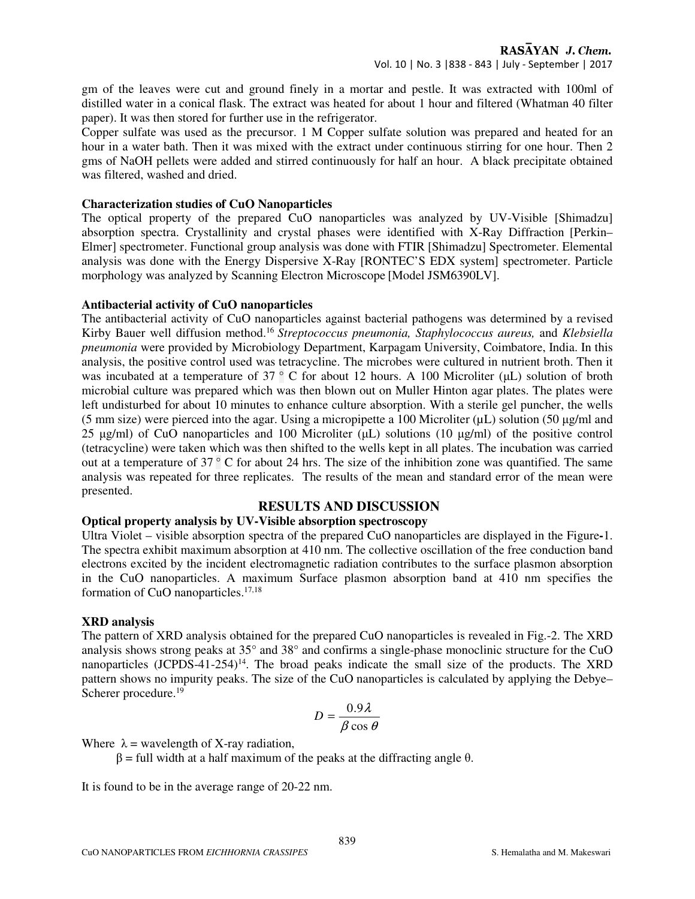gm of the leaves were cut and ground finely in a mortar and pestle. It was extracted with 100ml of distilled water in a conical flask. The extract was heated for about 1 hour and filtered (Whatman 40 filter paper). It was then stored for further use in the refrigerator.

Copper sulfate was used as the precursor. 1 M Copper sulfate solution was prepared and heated for an hour in a water bath. Then it was mixed with the extract under continuous stirring for one hour. Then 2 gms of NaOH pellets were added and stirred continuously for half an hour. A black precipitate obtained was filtered, washed and dried.

### Characterization studies of CuO Nanoparticles

The optical property of the prepared CuO nanoparticles was analyzed by UV-Visible [Shimadzu] absorption spectra. Crystallinity and crystal phases were identified with X-Ray Diffraction [Perkin–Elmer] spectrometer. Functional group analysis was done with FTIR [Shimadzu] Spectrometer. Elemental analysis was done with the Energy Dispersive X-Ray [RONTEC'S EDX system] spectrometer. Particle morphology was analyzed by Scanning Electron Microscope [Model JSM6390LV].

### Antibacterial activity of CuO nanoparticles

The antibacterial activity of CuO nanoparticles against bacterial pathogens was determined by a revised Kirby Bauer well diffusion method.[16] *Streptococcus pneumonia, Staphylococcus aureus,* and *Klebsiella pneumonia* were provided by Microbiology Department, Karpagam University, Coimbatore, India. In this analysis, the positive control used was tetracycline. The microbes were cultured in nutrient broth. Then it was incubated at a temperature of 37 ° C for about 12 hours. A 100 Microliter (μL) solution of broth microbial culture was prepared which was then blown out on Muller Hinton agar plates. The plates were left undisturbed for about 10 minutes to enhance culture absorption. With a sterile gel puncher, the wells (5 mm size) were pierced into the agar. Using a micropipette a 100 Microliter (μL) solution (50 μg/ml and 25 μg/ml) of CuO nanoparticles and 100 Microliter (μL) solutions (10 μg/ml) of the positive control (tetracycline) were taken which was then shifted to the wells kept in all plates. The incubation was carried out at a temperature of 37 ° C for about 24 hrs. The size of the inhibition zone was quantified. The same analysis was repeated for three replicates. The results of the mean and standard error of the mean were presented.

## RESULTS AND DISCUSSION

### Optical property analysis by UV-Visible absorption spectroscopy

Ultra Violet – visible absorption spectra of the prepared CuO nanoparticles are displayed in the Figure-1. The spectra exhibit maximum absorption at 410 nm. The collective oscillation of the free conduction band electrons excited by the incident electromagnetic radiation contributes to the surface plasmon absorption in the CuO nanoparticles. A maximum Surface plasmon absorption band at 410 nm specifies the formation of CuO nanoparticles.[17,18]

### XRD analysis

The pattern of XRD analysis obtained for the prepared CuO nanoparticles is revealed in Fig.-2. The XRD analysis shows strong peaks at 35° and 38° and confirms a single-phase monoclinic structure for the CuO nanoparticles (JCPDS-41-254)[14]. The broad peaks indicate the small size of the products. The XRD pattern shows no impurity peaks. The size of the CuO nanoparticles is calculated by applying the Debye–Scherer procedure.[19]

$$D = \frac{0.9\lambda}{\beta \cos \theta}$$

Where $\lambda$ = wavelength of X-ray radiation,

$\beta$ = full width at a half maximum of the peaks at the diffracting angle $\theta$.

It is found to be in the average range of 20-22 nm.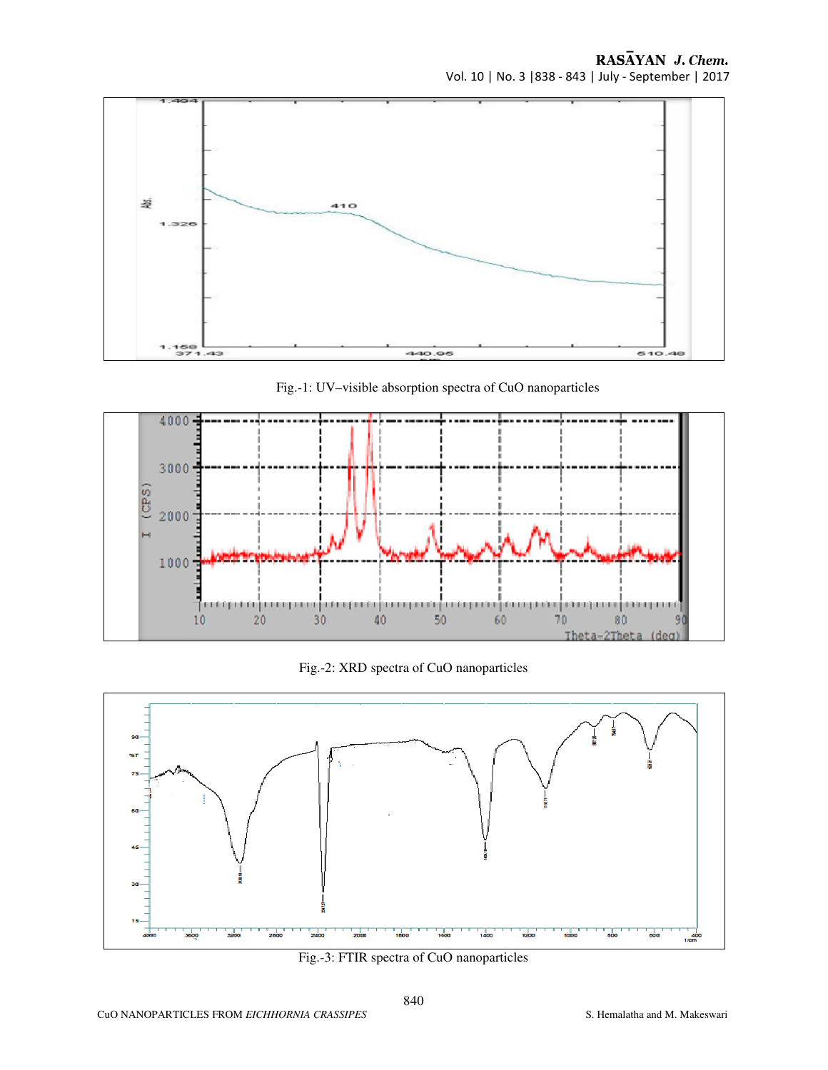Fig.-1: UV–visible absorption spectra of CuO nanoparticles

Fig.-2: XRD spectra of CuO nanoparticles

Fig.-3: FTIR spectra of CuO nanoparticles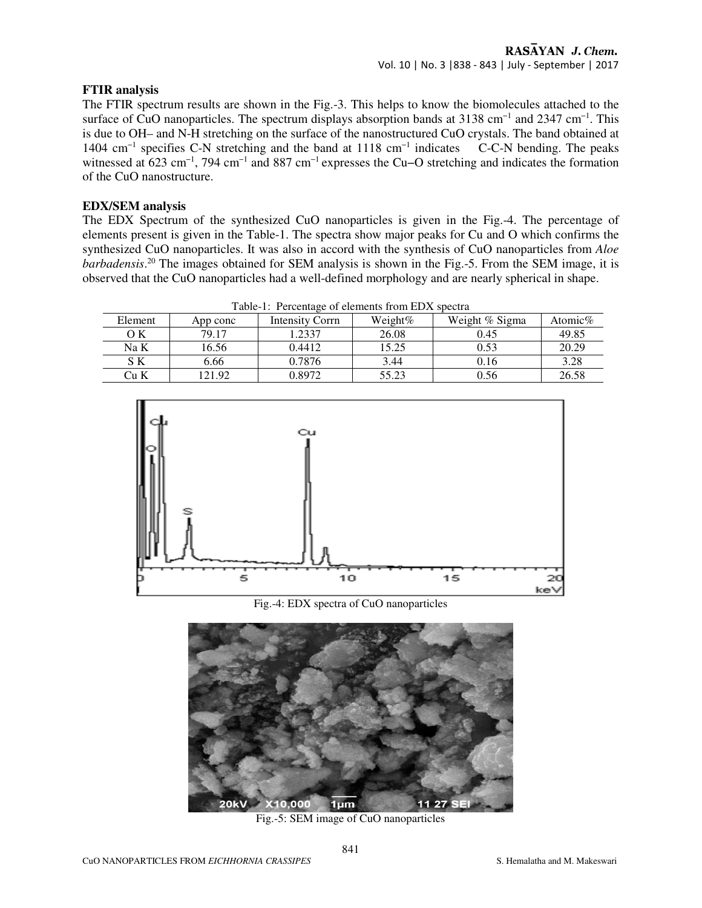### FTIR analysis

The FTIR spectrum results are shown in the Fig.-3. This helps to know the biomolecules attached to the surface of CuO nanoparticles. The spectrum displays absorption bands at 3138 $cm^{-1}$ and 2347 $cm^{-1}$. This is due to OH– and N-H stretching on the surface of the nanostructured CuO crystals. The band obtained at 1404 $cm^{-1}$ specifies C-N stretching and the band at 1118 $cm^{-1}$ indicates C-C-N bending. The peaks witnessed at 623 $cm^{-1}$, 794 $cm^{-1}$ and 887 $cm^{-1}$ expresses the Cu–O stretching and indicates the formation of the CuO nanostructure.

### EDX/SEM analysis

The EDX Spectrum of the synthesized CuO nanoparticles is given in the Fig.-4. The percentage of elements present is given in the Table-1. The spectra show major peaks for Cu and O which confirms the synthesized CuO nanoparticles. It was also in accord with the synthesis of CuO nanoparticles from *Aloe barbadensis*.[20] The images obtained for SEM analysis is shown in the Fig.-5. From the SEM image, it is observed that the CuO nanoparticles had a well-defined morphology and are nearly spherical in shape.

Table-1: Percentage of elements from EDX spectra

| Element | App conc | Intensity Corrn | Weight% | Weight % Sigma | Atomic% |
|---|---|---|---|---|---|
| O K | 79.17 | 1.2337 | 26.08 | 0.45 | 49.85 |
| Na K | 16.56 | 0.4412 | 15.25 | 0.53 | 20.29 |
| S K | 6.66 | 0.7876 | 3.44 | 0.16 | 3.28 |
| Cu K | 121.92 | 0.8972 | 55.23 | 0.56 | 26.58 |

Fig.-4: EDX spectra of CuO nanoparticles

Fig.-5: SEM image of CuO nanoparticles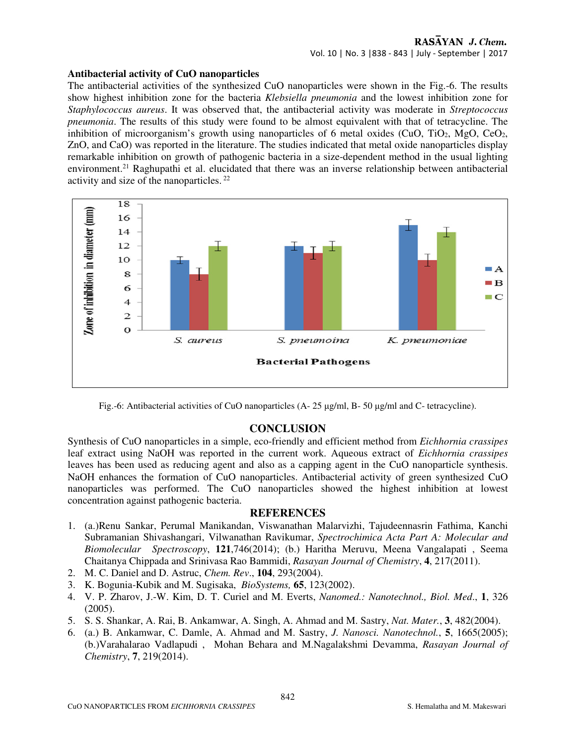### Antibacterial activity of CuO nanoparticles

The antibacterial activities of the synthesized CuO nanoparticles were shown in the Fig.-6. The results show highest inhibition zone for the bacteria *Klebsiella pneumonia* and the lowest inhibition zone for *Staphylococcus aureus*. It was observed that, the antibacterial activity was moderate in *Streptococcus pneumonia*. The results of this study were found to be almost equivalent with that of tetracycline. The inhibition of microorganism's growth using nanoparticles of 6 metal oxides (CuO, $TiO_2$, MgO, $CeO_2$, ZnO, and CaO) was reported in the literature. The studies indicated that metal oxide nanoparticles display remarkable inhibition on growth of pathogenic bacteria in a size-dependent method in the usual lighting environment.[21] Raghupathi et al. elucidated that there was an inverse relationship between antibacterial activity and size of the nanoparticles. [22]

Fig.-6: Antibacterial activities of CuO nanoparticles (A- 25 µg/ml, B- 50 µg/ml and C- tetracycline).

## CONCLUSION

Synthesis of CuO nanoparticles in a simple, eco-friendly and efficient method from *Eichhornia crassipes* leaf extract using NaOH was reported in the current work. Aqueous extract of *Eichhornia crassipes* leaves has been used as reducing agent and also as a capping agent in the CuO nanoparticle synthesis. NaOH enhances the formation of CuO nanoparticles. Antibacterial activity of green synthesized CuO nanoparticles was performed. The CuO nanoparticles showed the highest inhibition at lowest concentration against pathogenic bacteria.

## REFERENCES

1. (a.)Renu Sankar, Perumal Manikandan, Viswanathan Malarvizhi, Tajudeennasrin Fathima, Kanchi Subramanian Shivashangari, Vilwanathan Ravikumar, *Spectrochimica Acta Part A: Molecular and Biomolecular Spectroscopy*, **121**,746(2014); (b.) Haritha Meruvu, Meena Vangalapati , Seema Chaitanya Chippada and Srinivasa Rao Bammidi, *Rasayan Journal of Chemistry*, **4**, 217(2011).
2. M. C. Daniel and D. Astruc, *Chem. Rev*., **104**, 293(2004).
3. K. Bogunia-Kubik and M. Sugisaka, *BioSystems,* **65**, 123(2002).
4. V. P. Zharov, J.-W. Kim, D. T. Curiel and M. Everts, *Nanomed.: Nanotechnol., Biol. Med*., **1**, 326 (2005).
5. S. S. Shankar, A. Rai, B. Ankamwar, A. Singh, A. Ahmad and M. Sastry, *Nat. Mater.*, **3**, 482(2004).
6. (a.) B. Ankamwar, C. Damle, A. Ahmad and M. Sastry, *J. Nanosci. Nanotechnol.*, **5**, 1665(2005); (b.)Varahalarao Vadlapudi , Mohan Behara and M.Nagalakshmi Devamma, *Rasayan Journal of Chemistry*, **7**, 219(2014).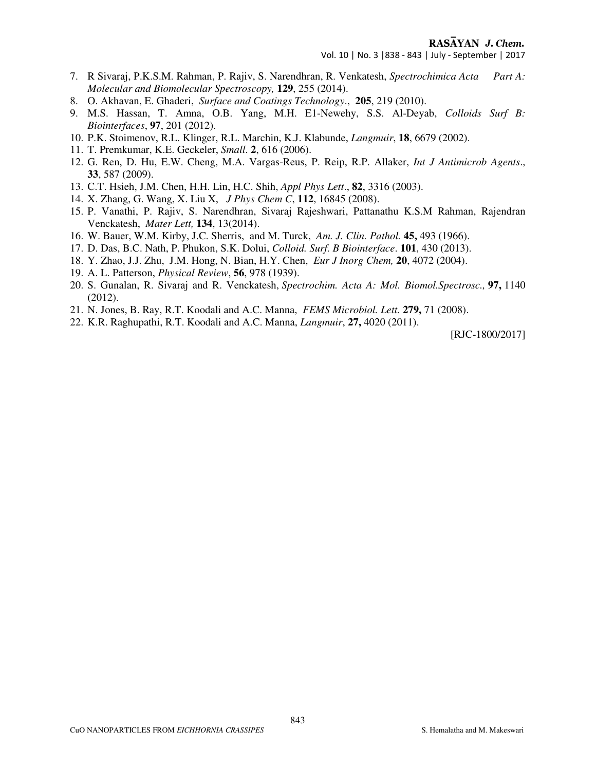7. R Sivaraj, P.K.S.M. Rahman, P. Rajiv, S. Narendhran, R. Venkatesh, *Spectrochimica Acta Part A: Molecular and Biomolecular Spectroscopy,* **129**, 255 (2014).
8. O. Akhavan, E. Ghaderi, *Surface and Coatings Technology*., **205**, 219 (2010).
9. M.S. Hassan, T. Amna, O.B. Yang, M.H. E1-Newehy, S.S. Al-Deyab, *Colloids Surf B: Biointerfaces*, **97**, 201 (2012).
10. P.K. Stoimenov, R.L. Klinger, R.L. Marchin, K.J. Klabunde, *Langmuir*, **18**, 6679 (2002).
11. T. Premkumar, K.E. Geckeler, *Small*. **2**, 616 (2006).
12. G. Ren, D. Hu, E.W. Cheng, M.A. Vargas-Reus, P. Reip, R.P. Allaker, *Int J Antimicrob Agents*., **33**, 587 (2009).
13. C.T. Hsieh, J.M. Chen, H.H. Lin, H.C. Shih, *Appl Phys Lett*., **82**, 3316 (2003).
14. X. Zhang, G. Wang, X. Liu X, *J Phys Chem C*, **112**, 16845 (2008).
15. P. Vanathi, P. Rajiv, S. Narendhran, Sivaraj Rajeshwari, Pattanathu K.S.M Rahman, Rajendran Venckatesh, *Mater Lett,* **134**, 13(2014).
16. W. Bauer, W.M. Kirby, J.C. Sherris, and M. Turck, *Am. J. Clin. Pathol.* **45,** 493 (1966).
17. D. Das, B.C. Nath, P. Phukon, S.K. Dolui, *Colloid. Surf. B Biointerface*. **101**, 430 (2013).
18. Y. Zhao, J.J. Zhu, J.M. Hong, N. Bian, H.Y. Chen, *Eur J Inorg Chem,* **20**, 4072 (2004).
19. A. L. Patterson, *Physical Review*, **56**, 978 (1939).
20. S. Gunalan, R. Sivaraj and R. Venckatesh, *Spectrochim. Acta A: Mol. Biomol.Spectrosc.,* **97,** 1140 (2012).
21. N. Jones, B. Ray, R.T. Koodali and A.C. Manna, *FEMS Microbiol. Lett.* **279,** 71 (2008).
22. K.R. Raghupathi, R.T. Koodali and A.C. Manna, *Langmuir*, **27,** 4020 (2011).

[RJC-1800/2017]